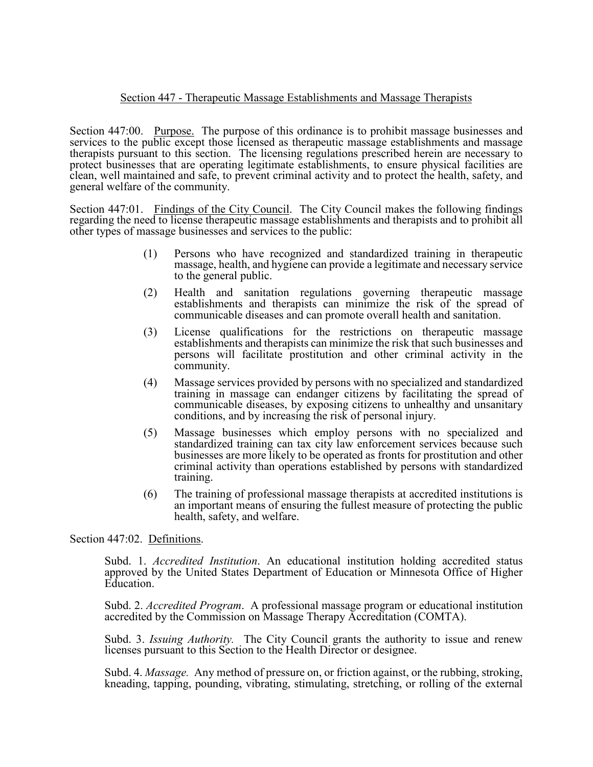## Section 447 - Therapeutic Massage Establishments and Massage Therapists

Section 447:00. Purpose. The purpose of this ordinance is to prohibit massage businesses and services to the public except those licensed as therapeutic massage establishments and massage therapists pursuant to this section. The licensing regulations prescribed herein are necessary to protect businesses that are operating legitimate establishments, to ensure physical facilities are clean, well maintained and safe, to prevent criminal activity and to protect the health, safety, and general welfare of the community.

Section 447:01. Findings of the City Council. The City Council makes the following findings regarding the need to license therapeutic massage establishments and therapists and to prohibit all other types of massage businesses and services to the public:

(1) Persons who have recognized and standardized training in therapeutic massage, health, and hygiene can provide a legitimate and necessary service to the general public.

(2) Health and sanitation regulations governing therapeutic massage establishments and therapists can minimize the risk of the spread of communicable diseases and can promote overall health and sanitation.

(3) License qualifications for the restrictions on therapeutic massage establishments and therapists can minimize the risk that such businesses and persons will facilitate prostitution and other criminal activity in the community.

(4) Massage services provided by persons with no specialized and standardized training in massage can endanger citizens by facilitating the spread of communicable diseases, by exposing citizens to unhealthy and unsanitary conditions, and by increasing the risk of personal injury.

(5) Massage businesses which employ persons with no specialized and standardized training can tax city law enforcement services because such businesses are more likely to be operated as fronts for prostitution and other criminal activity than operations established by persons with standardized training.

(6) The training of professional massage therapists at accredited institutions is an important means of ensuring the fullest measure of protecting the public health, safety, and welfare.

Section 447:02. Definitions.

Subd. 1. *Accredited Institution*. An educational institution holding accredited status approved by the United States Department of Education or Minnesota Office of Higher Education.

Subd. 2. *Accredited Program*. A professional massage program or educational institution accredited by the Commission on Massage Therapy Accreditation (COMTA).

Subd. 3. *Issuing Authority.* The City Council grants the authority to issue and renew licenses pursuant to this Section to the Health Director or designee.

Subd. 4. *Massage.* Any method of pressure on, or friction against, or the rubbing, stroking, kneading, tapping, pounding, vibrating, stimulating, stretching, or rolling of the external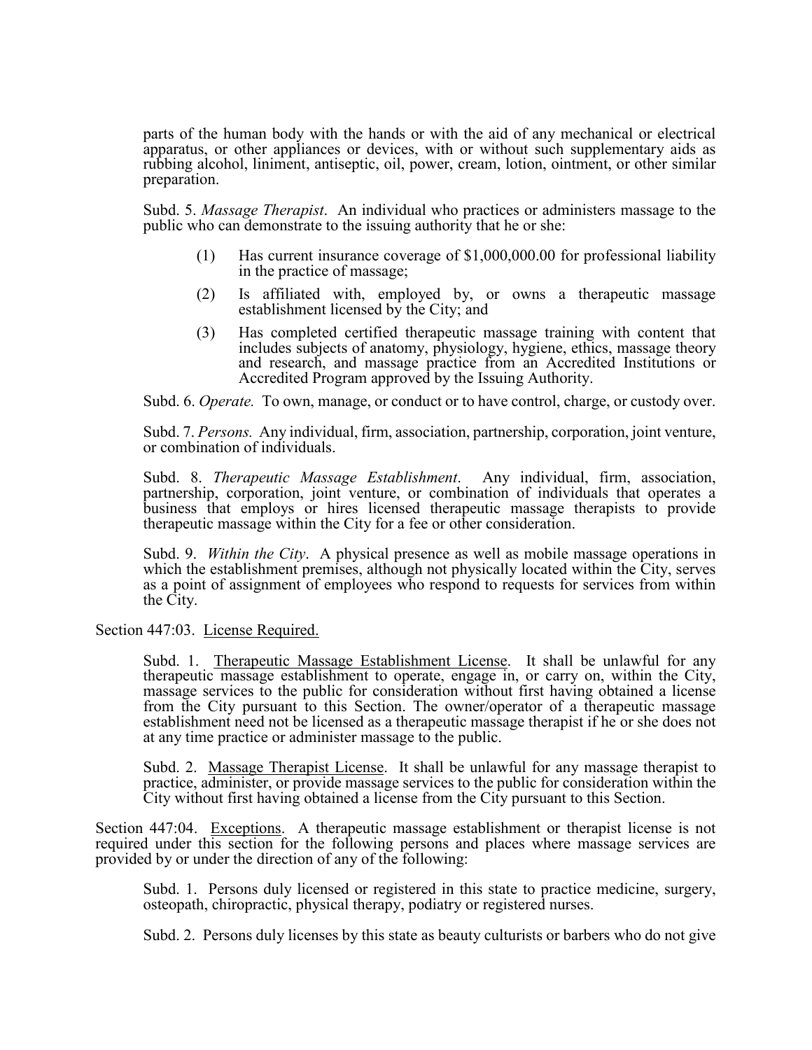parts of the human body with the hands or with the aid of any mechanical or electrical apparatus, or other appliances or devices, with or without such supplementary aids as rubbing alcohol, liniment, antiseptic, oil, power, cream, lotion, ointment, or other similar preparation.

Subd. 5. *Massage Therapist*. An individual who practices or administers massage to the public who can demonstrate to the issuing authority that he or she:

(1) Has current insurance coverage of $1,000,000.00 for professional liability in the practice of massage;

(2) Is affiliated with, employed by, or owns a therapeutic massage establishment licensed by the City; and

(3) Has completed certified therapeutic massage training with content that includes subjects of anatomy, physiology, hygiene, ethics, massage theory and research, and massage practice from an Accredited Institutions or Accredited Program approved by the Issuing Authority.

Subd. 6. *Operate.* To own, manage, or conduct or to have control, charge, or custody over.

Subd. 7. *Persons.* Any individual, firm, association, partnership, corporation, joint venture, or combination of individuals.

Subd. 8. *Therapeutic Massage Establishment*. Any individual, firm, association, partnership, corporation, joint venture, or combination of individuals that operates a business that employs or hires licensed therapeutic massage therapists to provide therapeutic massage within the City for a fee or other consideration.

Subd. 9. *Within the City*. A physical presence as well as mobile massage operations in which the establishment premises, although not physically located within the City, serves as a point of assignment of employees who respond to requests for services from within the City.

Section 447:03. License Required.

Subd. 1. Therapeutic Massage Establishment License. It shall be unlawful for any therapeutic massage establishment to operate, engage in, or carry on, within the City, massage services to the public for consideration without first having obtained a license from the City pursuant to this Section. The owner/operator of a therapeutic massage establishment need not be licensed as a therapeutic massage therapist if he or she does not at any time practice or administer massage to the public.

Subd. 2. Massage Therapist License. It shall be unlawful for any massage therapist to practice, administer, or provide massage services to the public for consideration within the City without first having obtained a license from the City pursuant to this Section.

Section 447:04. Exceptions. A therapeutic massage establishment or therapist license is not required under this section for the following persons and places where massage services are provided by or under the direction of any of the following:

Subd. 1. Persons duly licensed or registered in this state to practice medicine, surgery, osteopath, chiropractic, physical therapy, podiatry or registered nurses.

Subd. 2. Persons duly licenses by this state as beauty culturists or barbers who do not give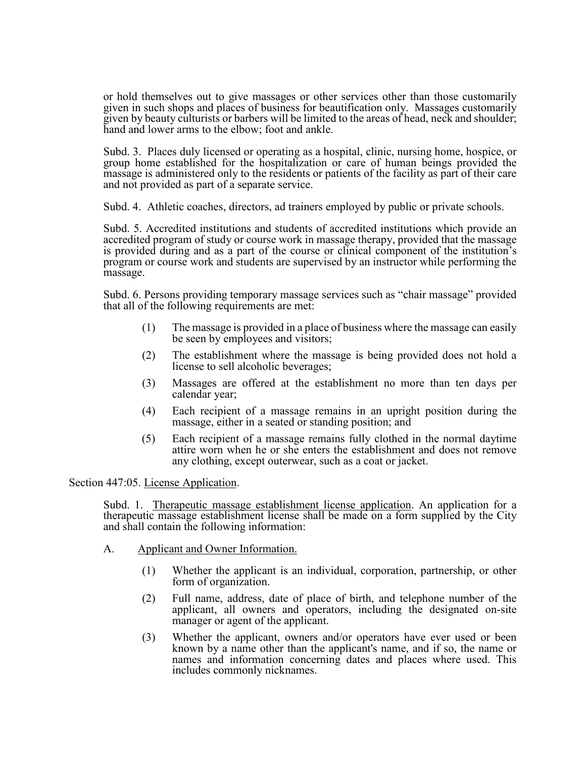or hold themselves out to give massages or other services other than those customarily given in such shops and places of business for beautification only. Massages customarily given by beauty culturists or barbers will be limited to the areas of head, neck and shoulder; hand and lower arms to the elbow; foot and ankle.

Subd. 3. Places duly licensed or operating as a hospital, clinic, nursing home, hospice, or group home established for the hospitalization or care of human beings provided the massage is administered only to the residents or patients of the facility as part of their care and not provided as part of a separate service.

Subd. 4. Athletic coaches, directors, ad trainers employed by public or private schools.

Subd. 5. Accredited institutions and students of accredited institutions which provide an accredited program of study or course work in massage therapy, provided that the massage is provided during and as a part of the course or clinical component of the institution's program or course work and students are supervised by an instructor while performing the massage.

Subd. 6. Persons providing temporary massage services such as "chair massage" provided that all of the following requirements are met:

(1) The massage is provided in a place of business where the massage can easily be seen by employees and visitors;

(2) The establishment where the massage is being provided does not hold a license to sell alcoholic beverages;

(3) Massages are offered at the establishment no more than ten days per calendar year;

(4) Each recipient of a massage remains in an upright position during the massage, either in a seated or standing position; and

(5) Each recipient of a massage remains fully clothed in the normal daytime attire worn when he or she enters the establishment and does not remove any clothing, except outerwear, such as a coat or jacket.

Section 447:05. License Application.

Subd. 1. Therapeutic massage establishment license application. An application for a therapeutic massage establishment license shall be made on a form supplied by the City and shall contain the following information:

A. Applicant and Owner Information.

(1) Whether the applicant is an individual, corporation, partnership, or other form of organization.

(2) Full name, address, date of place of birth, and telephone number of the applicant, all owners and operators, including the designated on-site manager or agent of the applicant.

(3) Whether the applicant, owners and/or operators have ever used or been known by a name other than the applicant's name, and if so, the name or names and information concerning dates and places where used. This includes commonly nicknames.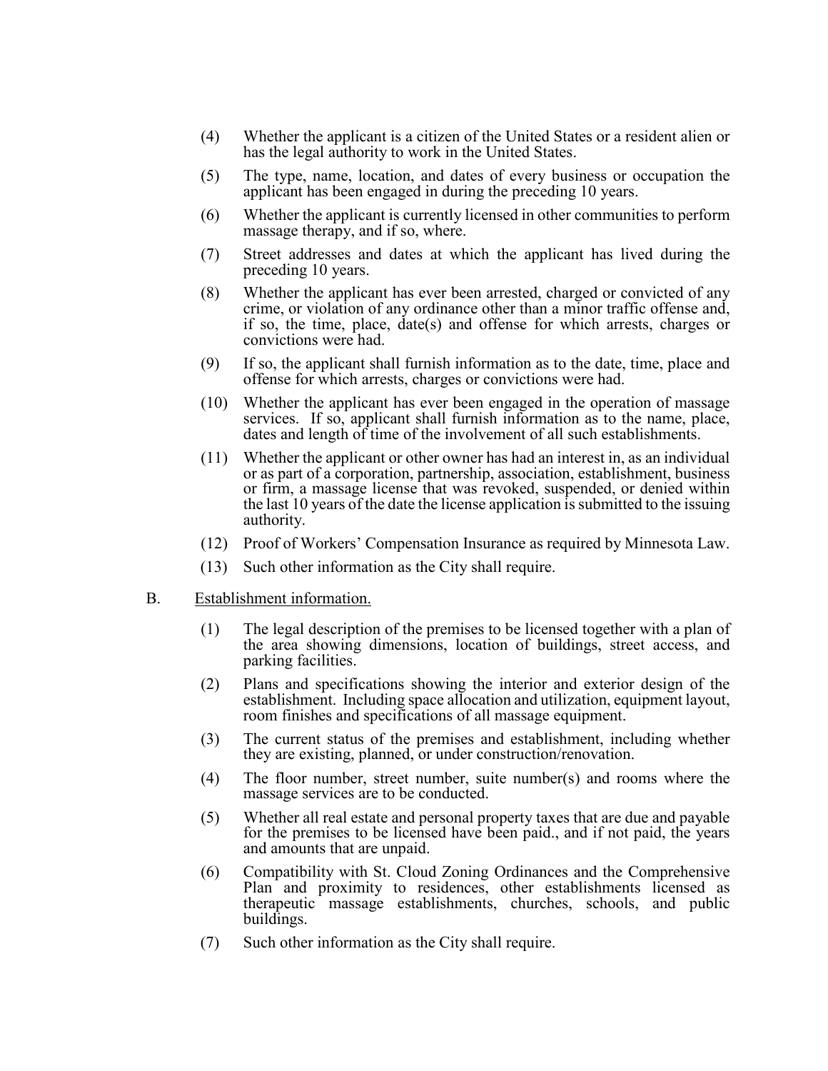(4) Whether the applicant is a citizen of the United States or a resident alien or has the legal authority to work in the United States.

(5) The type, name, location, and dates of every business or occupation the applicant has been engaged in during the preceding 10 years.

(6) Whether the applicant is currently licensed in other communities to perform massage therapy, and if so, where.

(7) Street addresses and dates at which the applicant has lived during the preceding 10 years.

(8) Whether the applicant has ever been arrested, charged or convicted of any crime, or violation of any ordinance other than a minor traffic offense and, if so, the time, place, date(s) and offense for which arrests, charges or convictions were had.

(9) If so, the applicant shall furnish information as to the date, time, place and offense for which arrests, charges or convictions were had.

(10) Whether the applicant has ever been engaged in the operation of massage services. If so, applicant shall furnish information as to the name, place, dates and length of time of the involvement of all such establishments.

(11) Whether the applicant or other owner has had an interest in, as an individual or as part of a corporation, partnership, association, establishment, business or firm, a massage license that was revoked, suspended, or denied within the last 10 years of the date the license application is submitted to the issuing authority.

(12) Proof of Workers' Compensation Insurance as required by Minnesota Law.

(13) Such other information as the City shall require.

B. <u>Establishment information.</u>

(1) The legal description of the premises to be licensed together with a plan of the area showing dimensions, location of buildings, street access, and parking facilities.

(2) Plans and specifications showing the interior and exterior design of the establishment. Including space allocation and utilization, equipment layout, room finishes and specifications of all massage equipment.

(3) The current status of the premises and establishment, including whether they are existing, planned, or under construction/renovation.

(4) The floor number, street number, suite number(s) and rooms where the massage services are to be conducted.

(5) Whether all real estate and personal property taxes that are due and payable for the premises to be licensed have been paid., and if not paid, the years and amounts that are unpaid.

(6) Compatibility with St. Cloud Zoning Ordinances and the Comprehensive Plan and proximity to residences, other establishments licensed as therapeutic massage establishments, churches, schools, and public buildings.

(7) Such other information as the City shall require.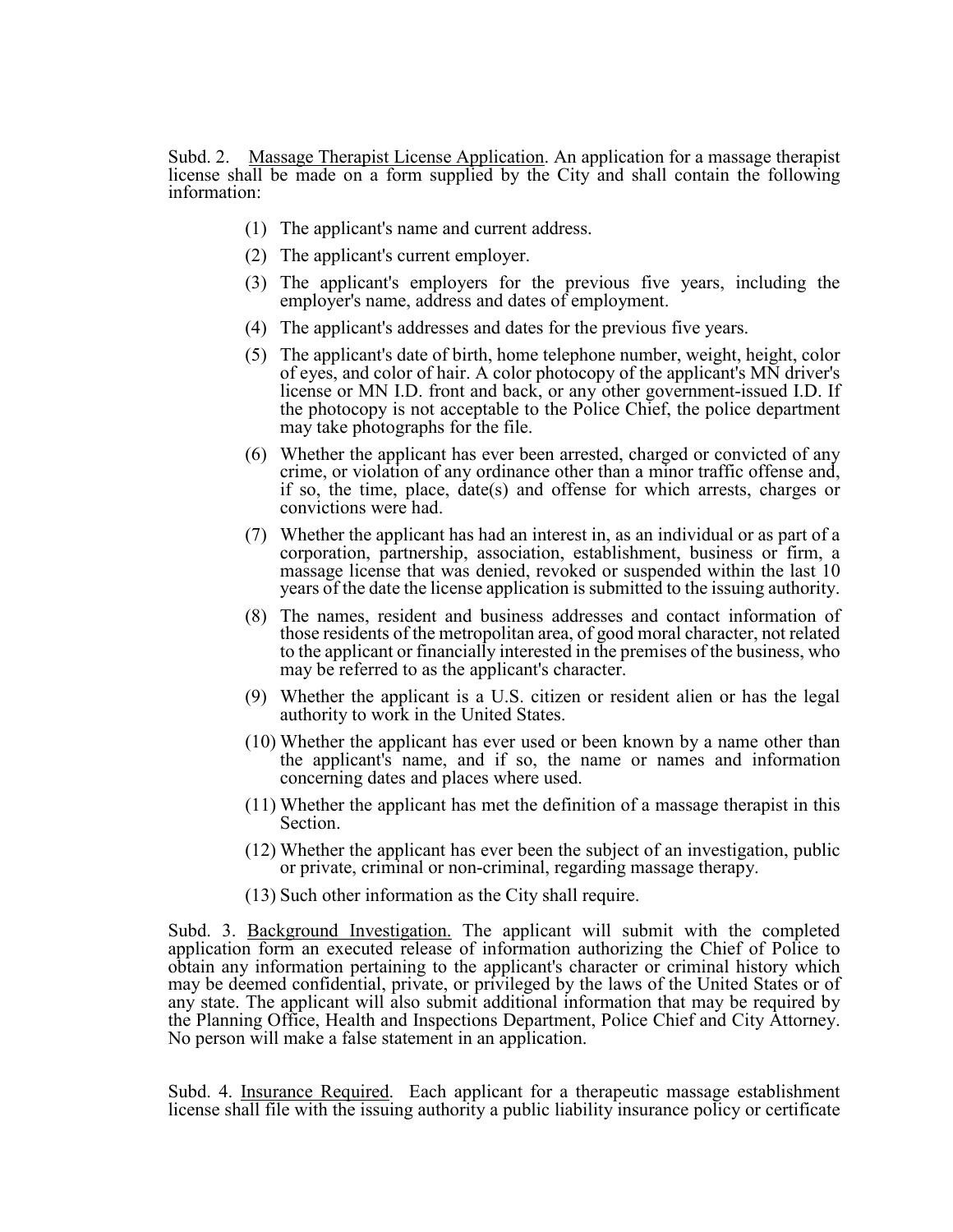Subd. 2. Massage Therapist License Application. An application for a massage therapist license shall be made on a form supplied by the City and shall contain the following information:

(1) The applicant's name and current address.

(2) The applicant's current employer.

(3) The applicant's employers for the previous five years, including the employer's name, address and dates of employment.

(4) The applicant's addresses and dates for the previous five years.

(5) The applicant's date of birth, home telephone number, weight, height, color of eyes, and color of hair. A color photocopy of the applicant's MN driver's license or MN I.D. front and back, or any other government-issued I.D. If the photocopy is not acceptable to the Police Chief, the police department may take photographs for the file.

(6) Whether the applicant has ever been arrested, charged or convicted of any crime, or violation of any ordinance other than a minor traffic offense and, if so, the time, place, date(s) and offense for which arrests, charges or convictions were had.

(7) Whether the applicant has had an interest in, as an individual or as part of a corporation, partnership, association, establishment, business or firm, a massage license that was denied, revoked or suspended within the last 10 years of the date the license application is submitted to the issuing authority.

(8) The names, resident and business addresses and contact information of those residents of the metropolitan area, of good moral character, not related to the applicant or financially interested in the premises of the business, who may be referred to as the applicant's character.

(9) Whether the applicant is a U.S. citizen or resident alien or has the legal authority to work in the United States.

(10) Whether the applicant has ever used or been known by a name other than the applicant's name, and if so, the name or names and information concerning dates and places where used.

(11) Whether the applicant has met the definition of a massage therapist in this Section.

(12) Whether the applicant has ever been the subject of an investigation, public or private, criminal or non-criminal, regarding massage therapy.

(13) Such other information as the City shall require.

Subd. 3. Background Investigation. The applicant will submit with the completed application form an executed release of information authorizing the Chief of Police to obtain any information pertaining to the applicant's character or criminal history which may be deemed confidential, private, or privileged by the laws of the United States or of any state. The applicant will also submit additional information that may be required by the Planning Office, Health and Inspections Department, Police Chief and City Attorney. No person will make a false statement in an application.

Subd. 4. Insurance Required. Each applicant for a therapeutic massage establishment license shall file with the issuing authority a public liability insurance policy or certificate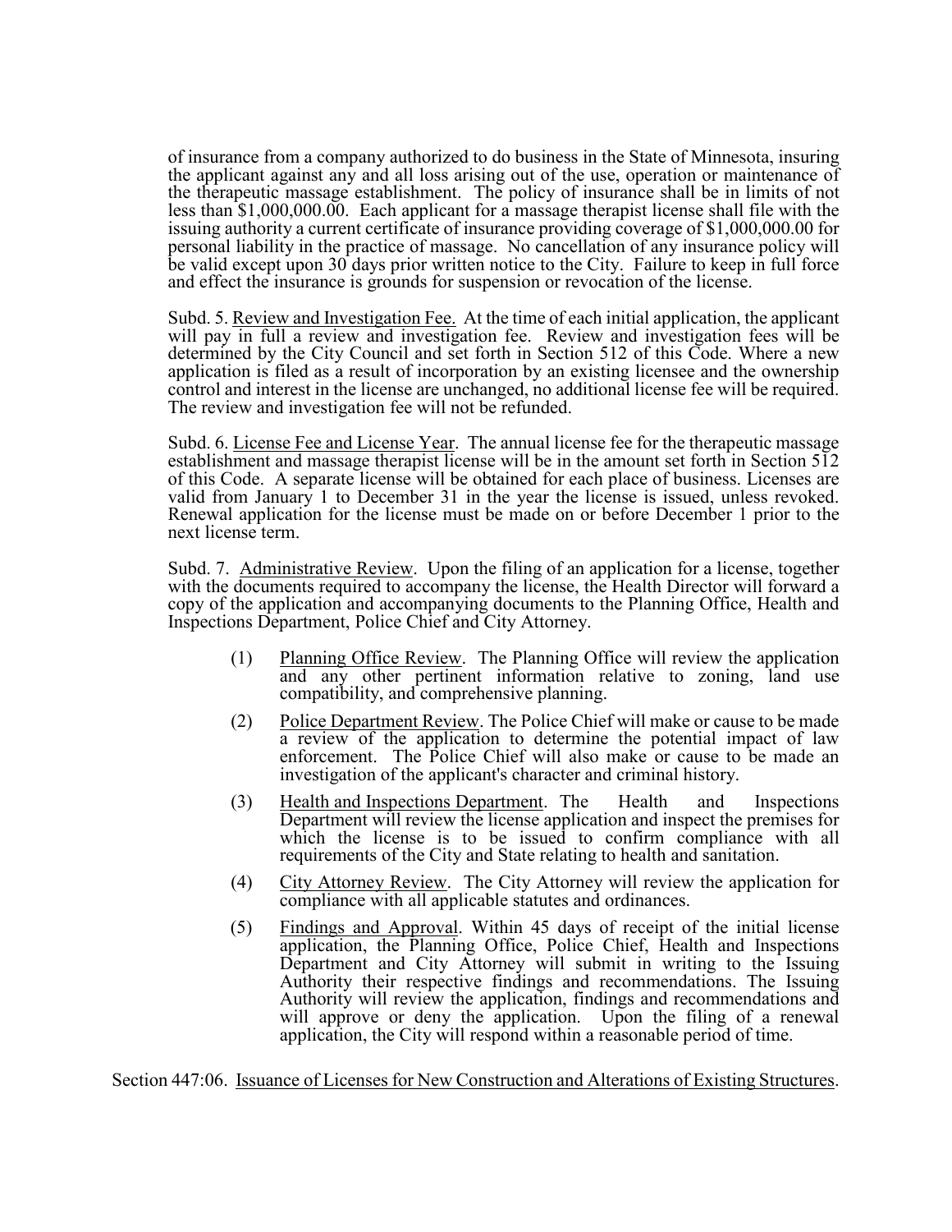of insurance from a company authorized to do business in the State of Minnesota, insuring the applicant against any and all loss arising out of the use, operation or maintenance of the therapeutic massage establishment. The policy of insurance shall be in limits of not less than $1,000,000.00. Each applicant for a massage therapist license shall file with the issuing authority a current certificate of insurance providing coverage of $1,000,000.00 for personal liability in the practice of massage. No cancellation of any insurance policy will be valid except upon 30 days prior written notice to the City. Failure to keep in full force and effect the insurance is grounds for suspension or revocation of the license.

Subd. 5. Review and Investigation Fee. At the time of each initial application, the applicant will pay in full a review and investigation fee. Review and investigation fees will be determined by the City Council and set forth in Section 512 of this Code. Where a new application is filed as a result of incorporation by an existing licensee and the ownership control and interest in the license are unchanged, no additional license fee will be required. The review and investigation fee will not be refunded.

Subd. 6. License Fee and License Year. The annual license fee for the therapeutic massage establishment and massage therapist license will be in the amount set forth in Section 512 of this Code. A separate license will be obtained for each place of business. Licenses are valid from January 1 to December 31 in the year the license is issued, unless revoked. Renewal application for the license must be made on or before December 1 prior to the next license term.

Subd. 7. Administrative Review. Upon the filing of an application for a license, together with the documents required to accompany the license, the Health Director will forward a copy of the application and accompanying documents to the Planning Office, Health and Inspections Department, Police Chief and City Attorney.

(1) Planning Office Review. The Planning Office will review the application and any other pertinent information relative to zoning, land use compatibility, and comprehensive planning.

(2) Police Department Review. The Police Chief will make or cause to be made a review of the application to determine the potential impact of law enforcement. The Police Chief will also make or cause to be made an investigation of the applicant's character and criminal history.

(3) Health and Inspections Department. The Health and Inspections Department will review the license application and inspect the premises for which the license is to be issued to confirm compliance with all requirements of the City and State relating to health and sanitation.

(4) City Attorney Review. The City Attorney will review the application for compliance with all applicable statutes and ordinances.

(5) Findings and Approval. Within 45 days of receipt of the initial license application, the Planning Office, Police Chief, Health and Inspections Department and City Attorney will submit in writing to the Issuing Authority their respective findings and recommendations. The Issuing Authority will review the application, findings and recommendations and will approve or deny the application. Upon the filing of a renewal application, the City will respond within a reasonable period of time.

Section 447:06. Issuance of Licenses for New Construction and Alterations of Existing Structures.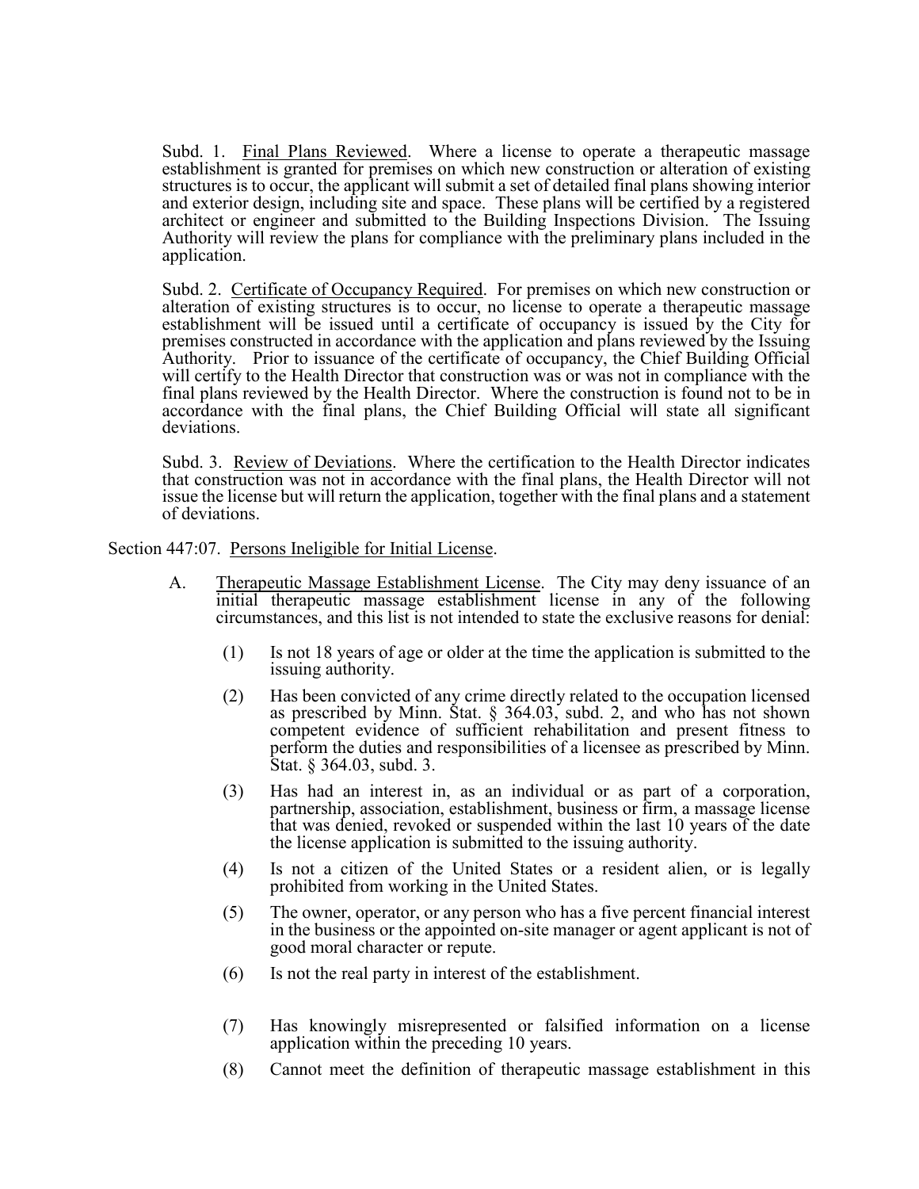Subd. 1. Final Plans Reviewed. Where a license to operate a therapeutic massage establishment is granted for premises on which new construction or alteration of existing structures is to occur, the applicant will submit a set of detailed final plans showing interior and exterior design, including site and space. These plans will be certified by a registered architect or engineer and submitted to the Building Inspections Division. The Issuing Authority will review the plans for compliance with the preliminary plans included in the application.

Subd. 2. Certificate of Occupancy Required. For premises on which new construction or alteration of existing structures is to occur, no license to operate a therapeutic massage establishment will be issued until a certificate of occupancy is issued by the City for premises constructed in accordance with the application and plans reviewed by the Issuing Authority. Prior to issuance of the certificate of occupancy, the Chief Building Official will certify to the Health Director that construction was or was not in compliance with the final plans reviewed by the Health Director. Where the construction is found not to be in accordance with the final plans, the Chief Building Official will state all significant deviations.

Subd. 3. Review of Deviations. Where the certification to the Health Director indicates that construction was not in accordance with the final plans, the Health Director will not issue the license but will return the application, together with the final plans and a statement of deviations.

Section 447:07. Persons Ineligible for Initial License.

A. Therapeutic Massage Establishment License. The City may deny issuance of an initial therapeutic massage establishment license in any of the following circumstances, and this list is not intended to state the exclusive reasons for denial:

(1) Is not 18 years of age or older at the time the application is submitted to the issuing authority.

(2) Has been convicted of any crime directly related to the occupation licensed as prescribed by Minn. Stat. § 364.03, subd. 2, and who has not shown competent evidence of sufficient rehabilitation and present fitness to perform the duties and responsibilities of a licensee as prescribed by Minn. Stat. § 364.03, subd. 3.

(3) Has had an interest in, as an individual or as part of a corporation, partnership, association, establishment, business or firm, a massage license that was denied, revoked or suspended within the last 10 years of the date the license application is submitted to the issuing authority.

(4) Is not a citizen of the United States or a resident alien, or is legally prohibited from working in the United States.

(5) The owner, operator, or any person who has a five percent financial interest in the business or the appointed on-site manager or agent applicant is not of good moral character or repute.

(6) Is not the real party in interest of the establishment.

(7) Has knowingly misrepresented or falsified information on a license application within the preceding 10 years.

(8) Cannot meet the definition of therapeutic massage establishment in this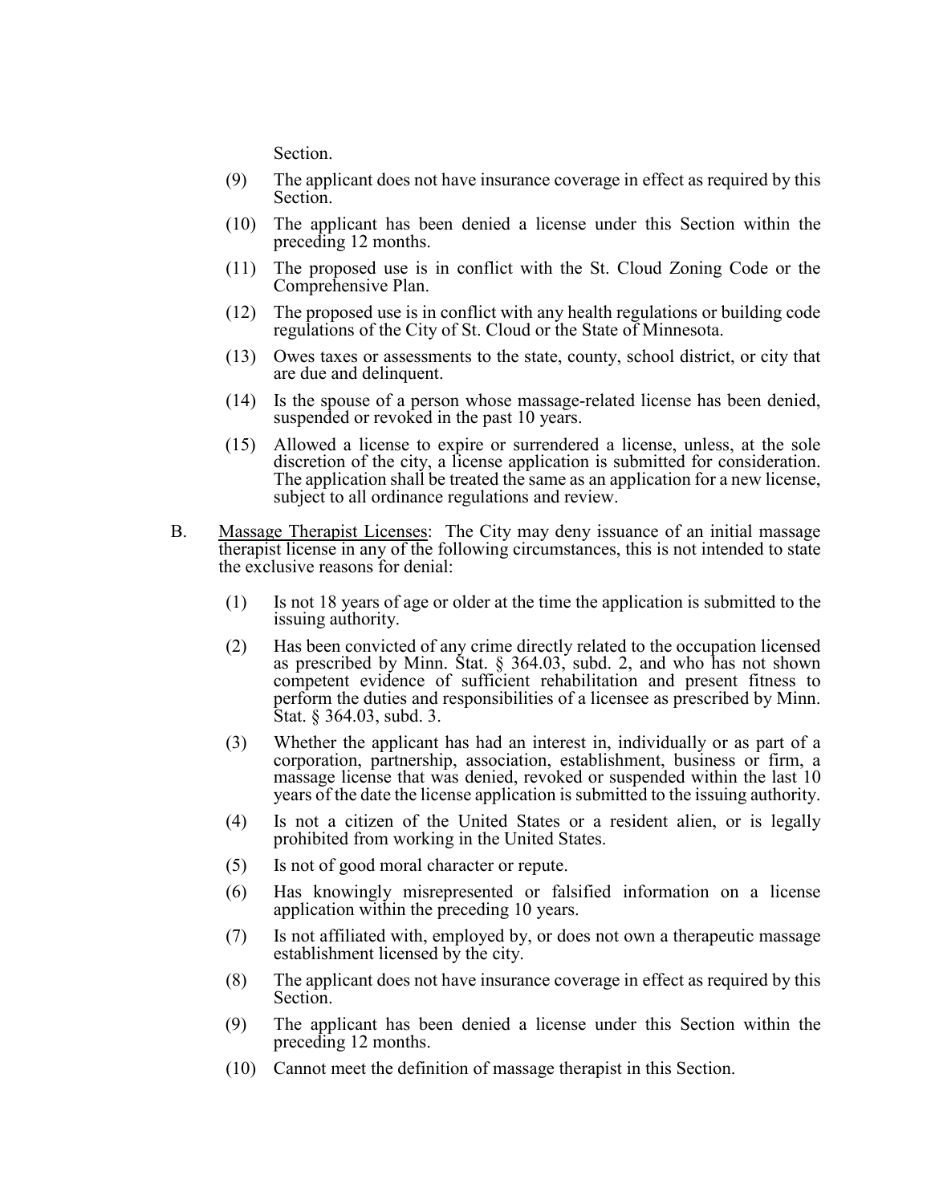Section.

(9) The applicant does not have insurance coverage in effect as required by this Section.

(10) The applicant has been denied a license under this Section within the preceding 12 months.

(11) The proposed use is in conflict with the St. Cloud Zoning Code or the Comprehensive Plan.

(12) The proposed use is in conflict with any health regulations or building code regulations of the City of St. Cloud or the State of Minnesota.

(13) Owes taxes or assessments to the state, county, school district, or city that are due and delinquent.

(14) Is the spouse of a person whose massage-related license has been denied, suspended or revoked in the past 10 years.

(15) Allowed a license to expire or surrendered a license, unless, at the sole discretion of the city, a license application is submitted for consideration. The application shall be treated the same as an application for a new license, subject to all ordinance regulations and review.

B. Massage Therapist Licenses: The City may deny issuance of an initial massage therapist license in any of the following circumstances, this is not intended to state the exclusive reasons for denial:

(1) Is not 18 years of age or older at the time the application is submitted to the issuing authority.

(2) Has been convicted of any crime directly related to the occupation licensed as prescribed by Minn. Stat. § 364.03, subd. 2, and who has not shown competent evidence of sufficient rehabilitation and present fitness to perform the duties and responsibilities of a licensee as prescribed by Minn. Stat. § 364.03, subd. 3.

(3) Whether the applicant has had an interest in, individually or as part of a corporation, partnership, association, establishment, business or firm, a massage license that was denied, revoked or suspended within the last 10 years of the date the license application is submitted to the issuing authority.

(4) Is not a citizen of the United States or a resident alien, or is legally prohibited from working in the United States.

(5) Is not of good moral character or repute.

(6) Has knowingly misrepresented or falsified information on a license application within the preceding 10 years.

(7) Is not affiliated with, employed by, or does not own a therapeutic massage establishment licensed by the city.

(8) The applicant does not have insurance coverage in effect as required by this Section.

(9) The applicant has been denied a license under this Section within the preceding 12 months.

(10) Cannot meet the definition of massage therapist in this Section.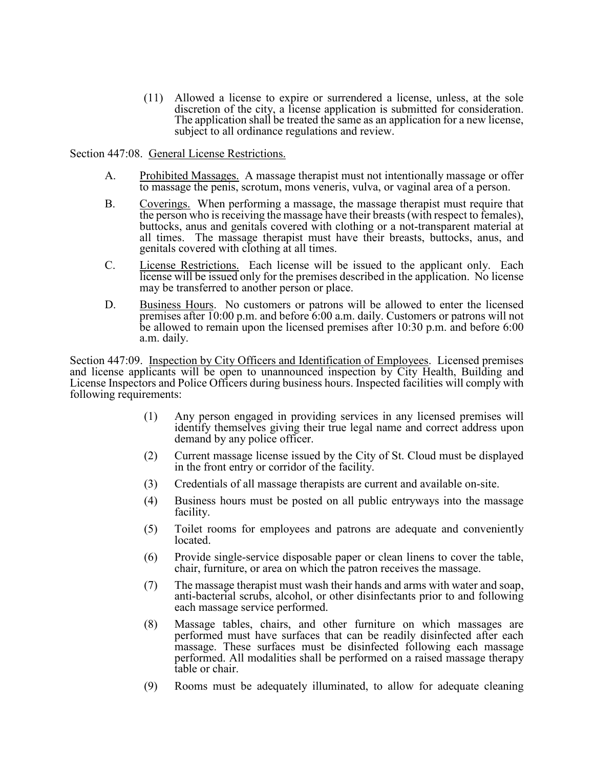(11) Allowed a license to expire or surrendered a license, unless, at the sole discretion of the city, a license application is submitted for consideration. The application shall be treated the same as an application for a new license, subject to all ordinance regulations and review.

Section 447:08. General License Restrictions.

A. Prohibited Massages. A massage therapist must not intentionally massage or offer to massage the penis, scrotum, mons veneris, vulva, or vaginal area of a person.

B. Coverings. When performing a massage, the massage therapist must require that the person who is receiving the massage have their breasts (with respect to females), buttocks, anus and genitals covered with clothing or a not-transparent material at all times. The massage therapist must have their breasts, buttocks, anus, and genitals covered with clothing at all times.

C. License Restrictions. Each license will be issued to the applicant only. Each license will be issued only for the premises described in the application. No license may be transferred to another person or place.

D. Business Hours. No customers or patrons will be allowed to enter the licensed premises after 10:00 p.m. and before 6:00 a.m. daily. Customers or patrons will not be allowed to remain upon the licensed premises after 10:30 p.m. and before 6:00 a.m. daily.

Section 447:09. Inspection by City Officers and Identification of Employees. Licensed premises and license applicants will be open to unannounced inspection by City Health, Building and License Inspectors and Police Officers during business hours. Inspected facilities will comply with following requirements:

(1) Any person engaged in providing services in any licensed premises will identify themselves giving their true legal name and correct address upon demand by any police officer.

(2) Current massage license issued by the City of St. Cloud must be displayed in the front entry or corridor of the facility.

(3) Credentials of all massage therapists are current and available on-site.

(4) Business hours must be posted on all public entryways into the massage facility.

(5) Toilet rooms for employees and patrons are adequate and conveniently located.

(6) Provide single-service disposable paper or clean linens to cover the table, chair, furniture, or area on which the patron receives the massage.

(7) The massage therapist must wash their hands and arms with water and soap, anti-bacterial scrubs, alcohol, or other disinfectants prior to and following each massage service performed.

(8) Massage tables, chairs, and other furniture on which massages are performed must have surfaces that can be readily disinfected after each massage. These surfaces must be disinfected following each massage performed. All modalities shall be performed on a raised massage therapy table or chair.

(9) Rooms must be adequately illuminated, to allow for adequate cleaning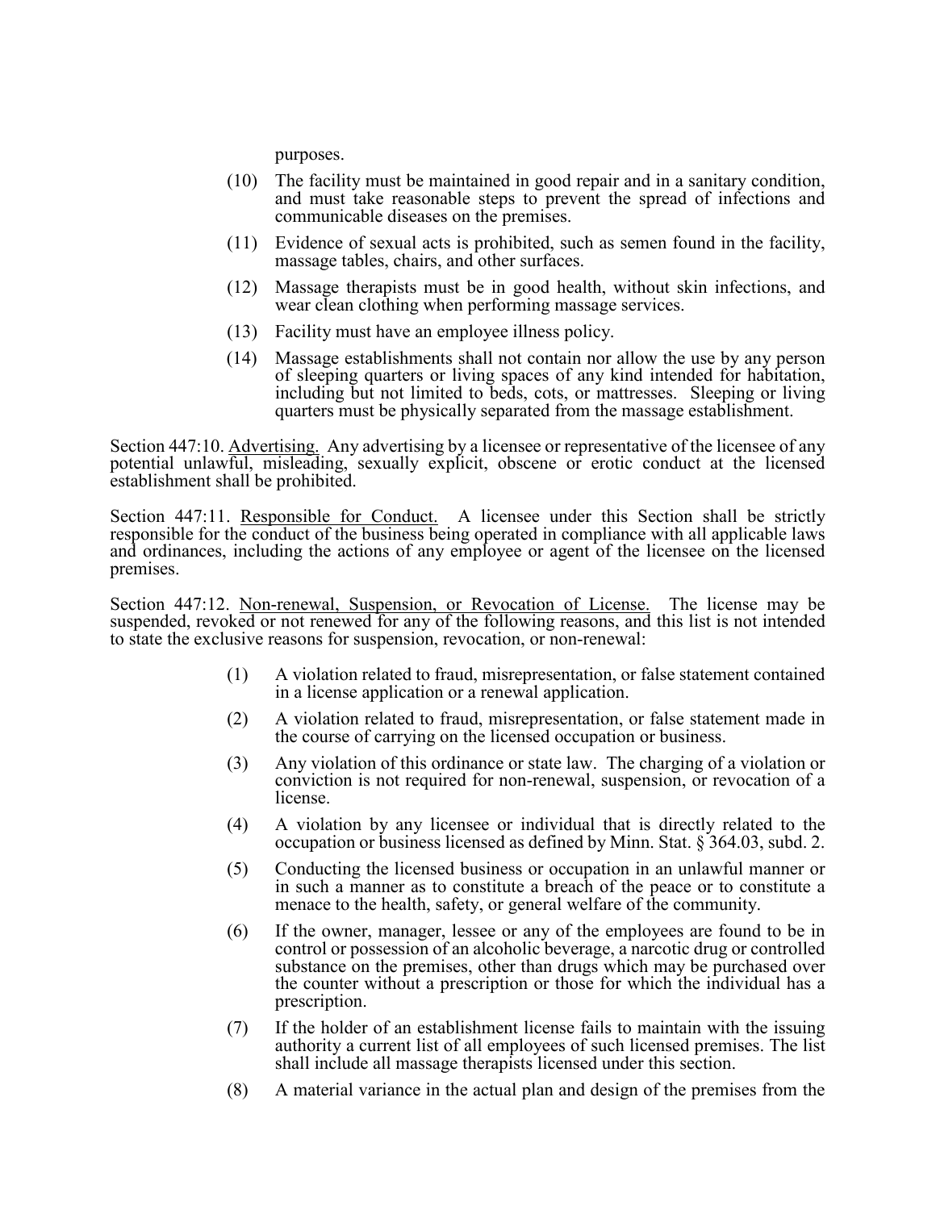purposes.

(10) The facility must be maintained in good repair and in a sanitary condition, and must take reasonable steps to prevent the spread of infections and communicable diseases on the premises.

(11) Evidence of sexual acts is prohibited, such as semen found in the facility, massage tables, chairs, and other surfaces.

(12) Massage therapists must be in good health, without skin infections, and wear clean clothing when performing massage services.

(13) Facility must have an employee illness policy.

(14) Massage establishments shall not contain nor allow the use by any person of sleeping quarters or living spaces of any kind intended for habitation, including but not limited to beds, cots, or mattresses. Sleeping or living quarters must be physically separated from the massage establishment.

Section 447:10. Advertising. Any advertising by a licensee or representative of the licensee of any potential unlawful, misleading, sexually explicit, obscene or erotic conduct at the licensed establishment shall be prohibited.

Section 447:11. Responsible for Conduct. A licensee under this Section shall be strictly responsible for the conduct of the business being operated in compliance with all applicable laws and ordinances, including the actions of any employee or agent of the licensee on the licensed premises.

Section 447:12. Non-renewal, Suspension, or Revocation of License. The license may be suspended, revoked or not renewed for any of the following reasons, and this list is not intended to state the exclusive reasons for suspension, revocation, or non-renewal:

(1) A violation related to fraud, misrepresentation, or false statement contained in a license application or a renewal application.

(2) A violation related to fraud, misrepresentation, or false statement made in the course of carrying on the licensed occupation or business.

(3) Any violation of this ordinance or state law. The charging of a violation or conviction is not required for non-renewal, suspension, or revocation of a license.

(4) A violation by any licensee or individual that is directly related to the occupation or business licensed as defined by Minn. Stat. § 364.03, subd. 2.

(5) Conducting the licensed business or occupation in an unlawful manner or in such a manner as to constitute a breach of the peace or to constitute a menace to the health, safety, or general welfare of the community.

(6) If the owner, manager, lessee or any of the employees are found to be in control or possession of an alcoholic beverage, a narcotic drug or controlled substance on the premises, other than drugs which may be purchased over the counter without a prescription or those for which the individual has a prescription.

(7) If the holder of an establishment license fails to maintain with the issuing authority a current list of all employees of such licensed premises. The list shall include all massage therapists licensed under this section.

(8) A material variance in the actual plan and design of the premises from the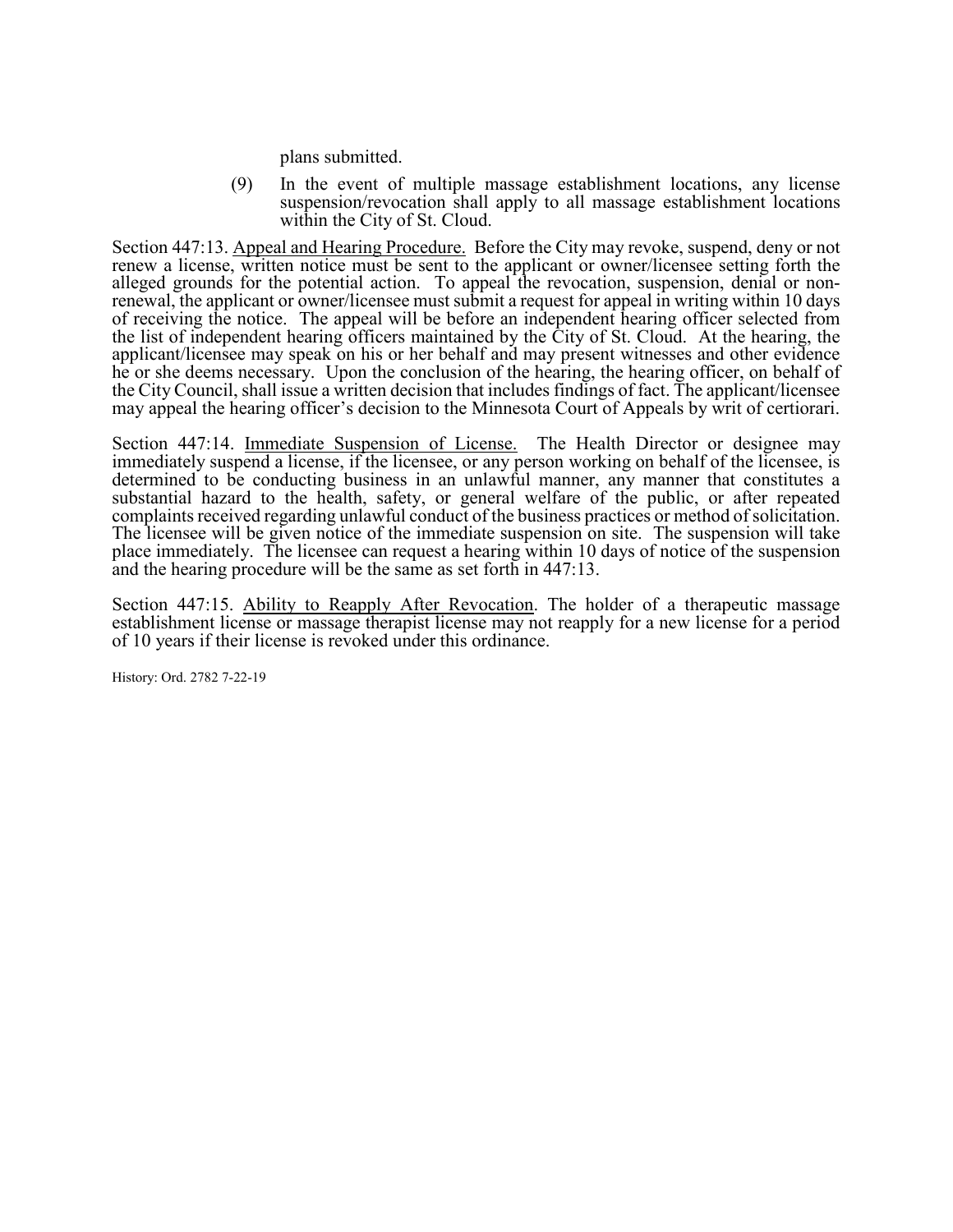plans submitted.

(9) In the event of multiple massage establishment locations, any license suspension/revocation shall apply to all massage establishment locations within the City of St. Cloud.

Section 447:13. Appeal and Hearing Procedure. Before the City may revoke, suspend, deny or not renew a license, written notice must be sent to the applicant or owner/licensee setting forth the alleged grounds for the potential action. To appeal the revocation, suspension, denial or non-renewal, the applicant or owner/licensee must submit a request for appeal in writing within 10 days of receiving the notice. The appeal will be before an independent hearing officer selected from the list of independent hearing officers maintained by the City of St. Cloud. At the hearing, the applicant/licensee may speak on his or her behalf and may present witnesses and other evidence he or she deems necessary. Upon the conclusion of the hearing, the hearing officer, on behalf of the City Council, shall issue a written decision that includes findings of fact. The applicant/licensee may appeal the hearing officer's decision to the Minnesota Court of Appeals by writ of certiorari.

Section 447:14. Immediate Suspension of License. The Health Director or designee may immediately suspend a license, if the licensee, or any person working on behalf of the licensee, is determined to be conducting business in an unlawful manner, any manner that constitutes a substantial hazard to the health, safety, or general welfare of the public, or after repeated complaints received regarding unlawful conduct of the business practices or method of solicitation. The licensee will be given notice of the immediate suspension on site. The suspension will take place immediately. The licensee can request a hearing within 10 days of notice of the suspension and the hearing procedure will be the same as set forth in 447:13.

Section 447:15. Ability to Reapply After Revocation. The holder of a therapeutic massage establishment license or massage therapist license may not reapply for a new license for a period of 10 years if their license is revoked under this ordinance.

History: Ord. 2782 7-22-19